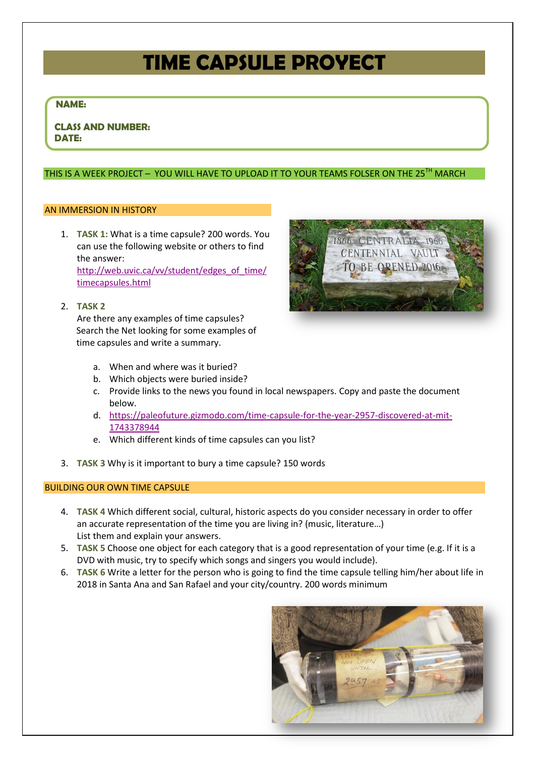# TIME CAPSULE PROYECT

**NAME:**

**CLASS AND NUMBER:**
**DATE:**

THIS IS A WEEK PROJECT – YOU WILL HAVE TO UPLOAD IT TO YOUR TEAMS FOLSER ON THE 25TH MARCH

## AN IMMERSION IN HISTORY

1. **TASK 1:** What is a time capsule? 200 words. You can use the following website or others to find the answer: http://web.uvic.ca/vv/student/edges_of_time/timecapsules.html

2. **TASK 2**
   Are there any examples of time capsules? Search the Net looking for some examples of time capsules and write a summary.

   a. When and where was it buried?
   b. Which objects were buried inside?
   c. Provide links to the news you found in local newspapers. Copy and paste the document below.
   d. https://paleofuture.gizmodo.com/time-capsule-for-the-year-2957-discovered-at-mit-1743378944
   e. Which different kinds of time capsules can you list?

3. **TASK 3** Why is it important to bury a time capsule? 150 words

## BUILDING OUR OWN TIME CAPSULE

4. **TASK 4** Which different social, cultural, historic aspects do you consider necessary in order to offer an accurate representation of the time you are living in? (music, literature…)
   List them and explain your answers.
5. **TASK 5** Choose one object for each category that is a good representation of your time (e.g. If it is a DVD with music, try to specify which songs and singers you would include).
6. **TASK 6** Write a letter for the person who is going to find the time capsule telling him/her about life in 2018 in Santa Ana and San Rafael and your city/country. 200 words minimum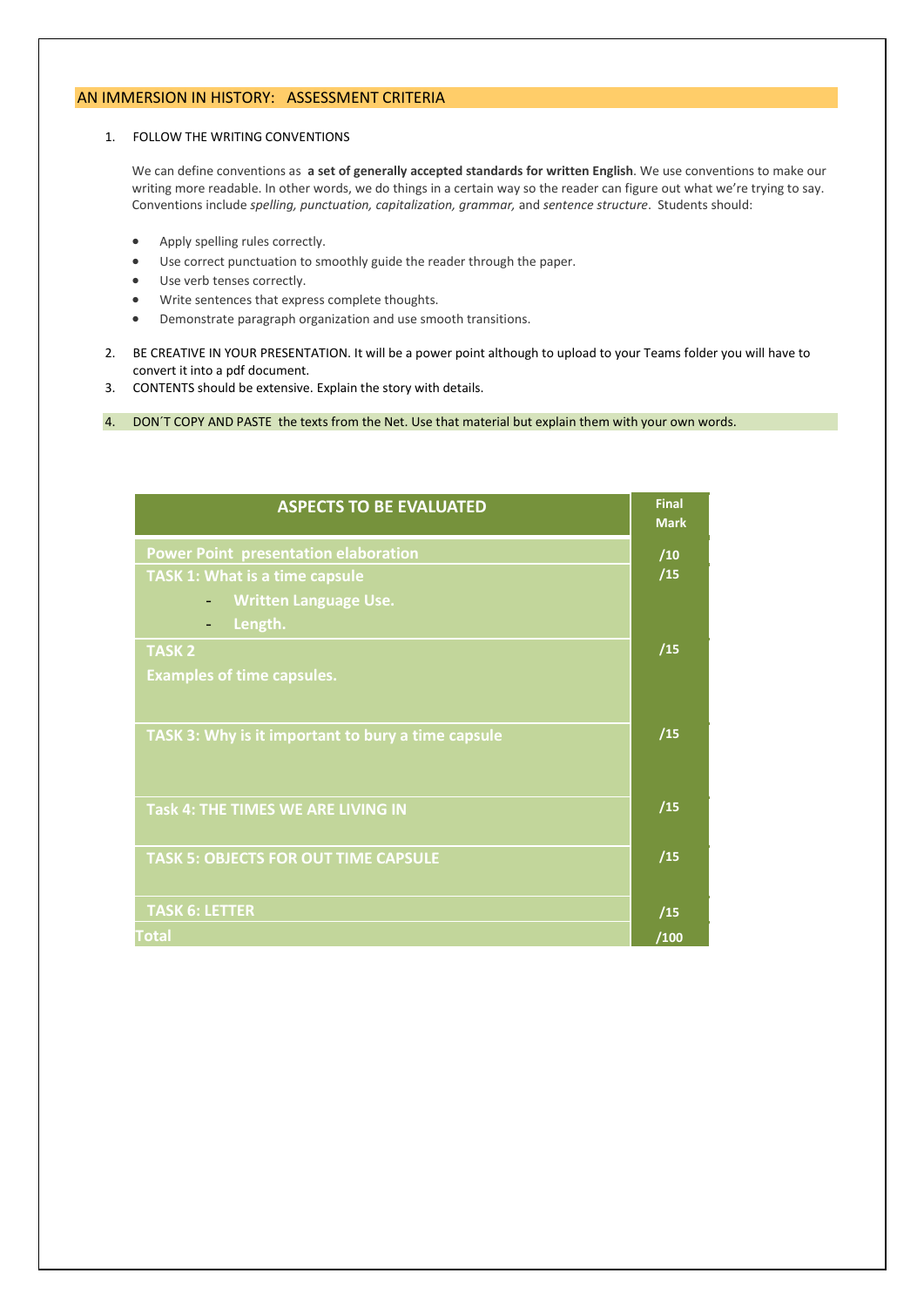## AN IMMERSION IN HISTORY: ASSESSMENT CRITERIA

1. FOLLOW THE WRITING CONVENTIONS

   We can define conventions as **a set of generally accepted standards for written English**. We use conventions to make our writing more readable. In other words, we do things in a certain way so the reader can figure out what we're trying to say. Conventions include *spelling, punctuation, capitalization, grammar,* and *sentence structure*. Students should:

   - Apply spelling rules correctly.
   - Use correct punctuation to smoothly guide the reader through the paper.
   - Use verb tenses correctly.
   - Write sentences that express complete thoughts.
   - Demonstrate paragraph organization and use smooth transitions.

2. BE CREATIVE IN YOUR PRESENTATION. It will be a power point although to upload to your Teams folder you will have to convert it into a pdf document.
3. CONTENTS should be extensive. Explain the story with details.
4. DON´T COPY AND PASTE the texts from the Net. Use that material but explain them with your own words.

| ASPECTS TO BE EVALUATED | Final Mark |
|---|---|
| **Power Point presentation elaboration** | **/10** |
| **TASK 1: What is a time capsule**<br>- **Written Language Use.**<br>- **Length.** | **/15** |
| **TASK 2**<br>**Examples of time capsules.** | **/15** |
| **TASK 3: Why is it important to bury a time capsule** | **/15** |
| **Task 4: THE TIMES WE ARE LIVING IN** | **/15** |
| **TASK 5: OBJECTS FOR OUT TIME CAPSULE** | **/15** |
| **TASK 6: LETTER** | **/15** |
| **Total** | **/100** |